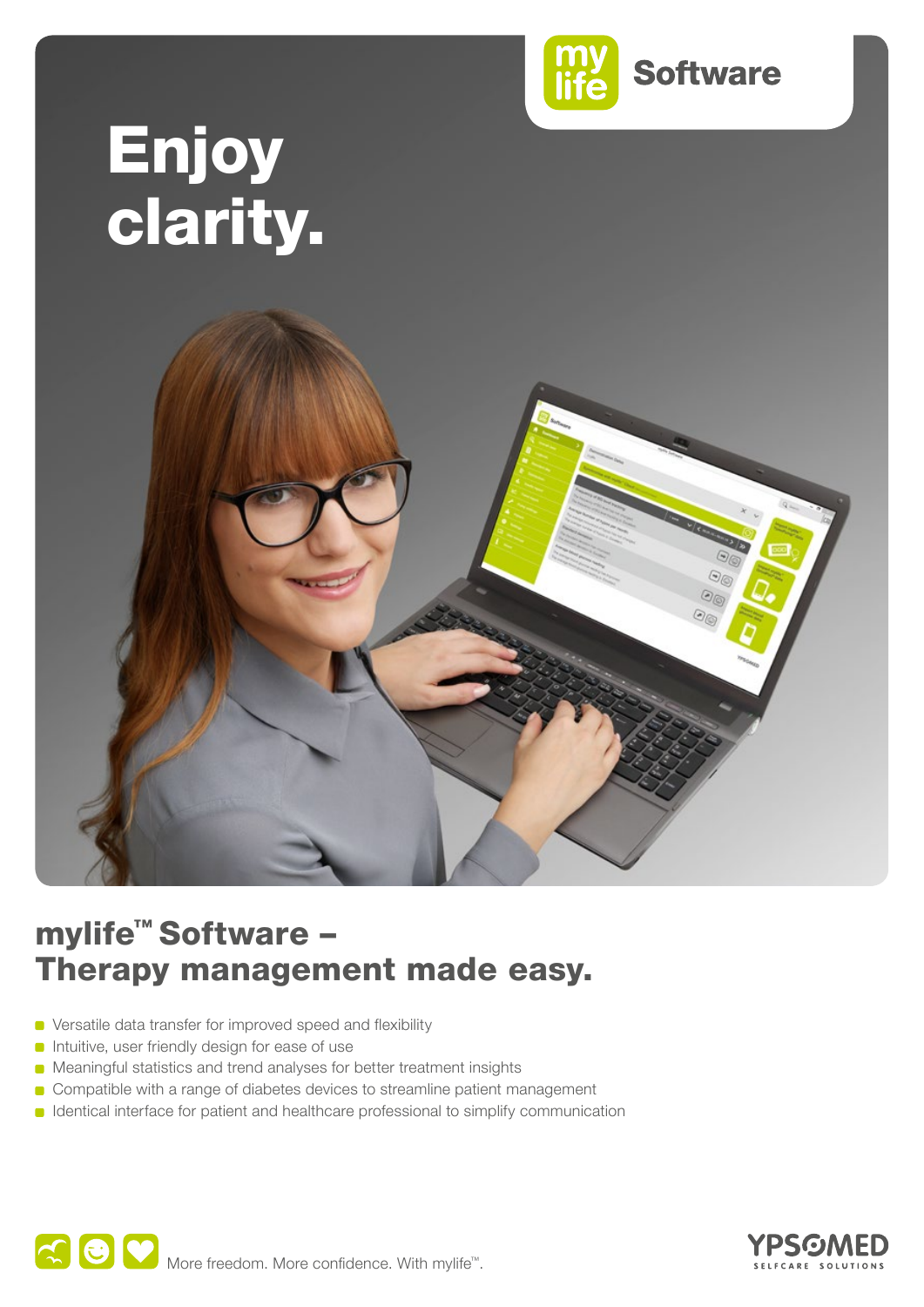mylife Software

# Enjoy clarity.

## mylife™ Software – Therapy management made easy.

- Versatile data transfer for improved speed and flexibility
- Intuitive, user friendly design for ease of use
- Meaningful statistics and trend analyses for better treatment insights
- Compatible with a range of diabetes devices to streamline patient management
- Identical interface for patient and healthcare professional to simplify communication

More freedom. More confidence. With mylife™.

YPSOMED SELFCARE SOLUTIONS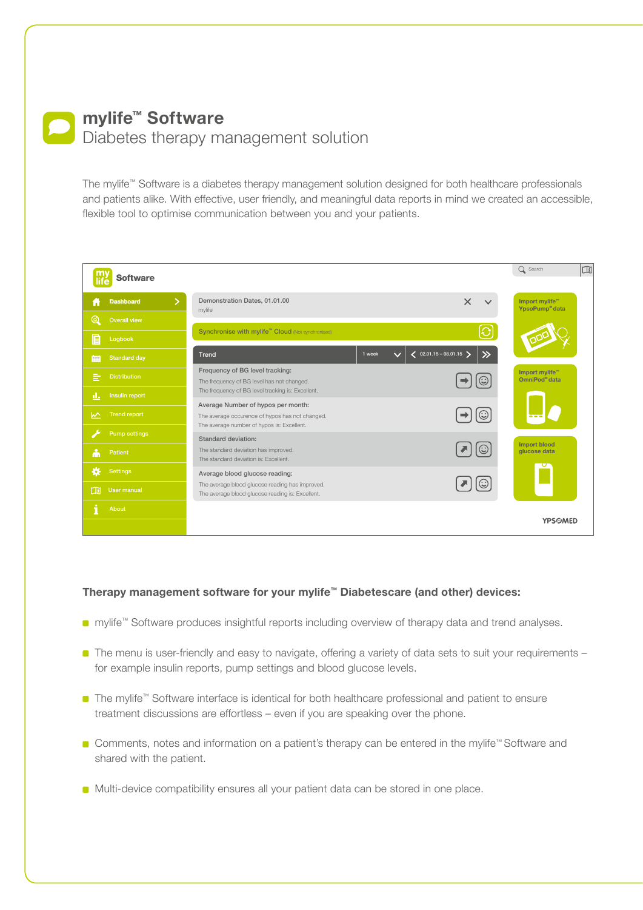# mylife™ Software

## Diabetes therapy management solution

The mylife™ Software is a diabetes therapy management solution designed for both healthcare professionals and patients alike. With effective, user friendly, and meaningful data reports in mind we created an accessible, flexible tool to optimise communication between you and your patients.

### Therapy management software for your mylife™ Diabetescare (and other) devices:

- mylife™ Software produces insightful reports including overview of therapy data and trend analyses.
- The menu is user-friendly and easy to navigate, offering a variety of data sets to suit your requirements – for example insulin reports, pump settings and blood glucose levels.
- The mylife™ Software interface is identical for both healthcare professional and patient to ensure treatment discussions are effortless – even if you are speaking over the phone.
- Comments, notes and information on a patient's therapy can be entered in the mylife™ Software and shared with the patient.
- Multi-device compatibility ensures all your patient data can be stored in one place.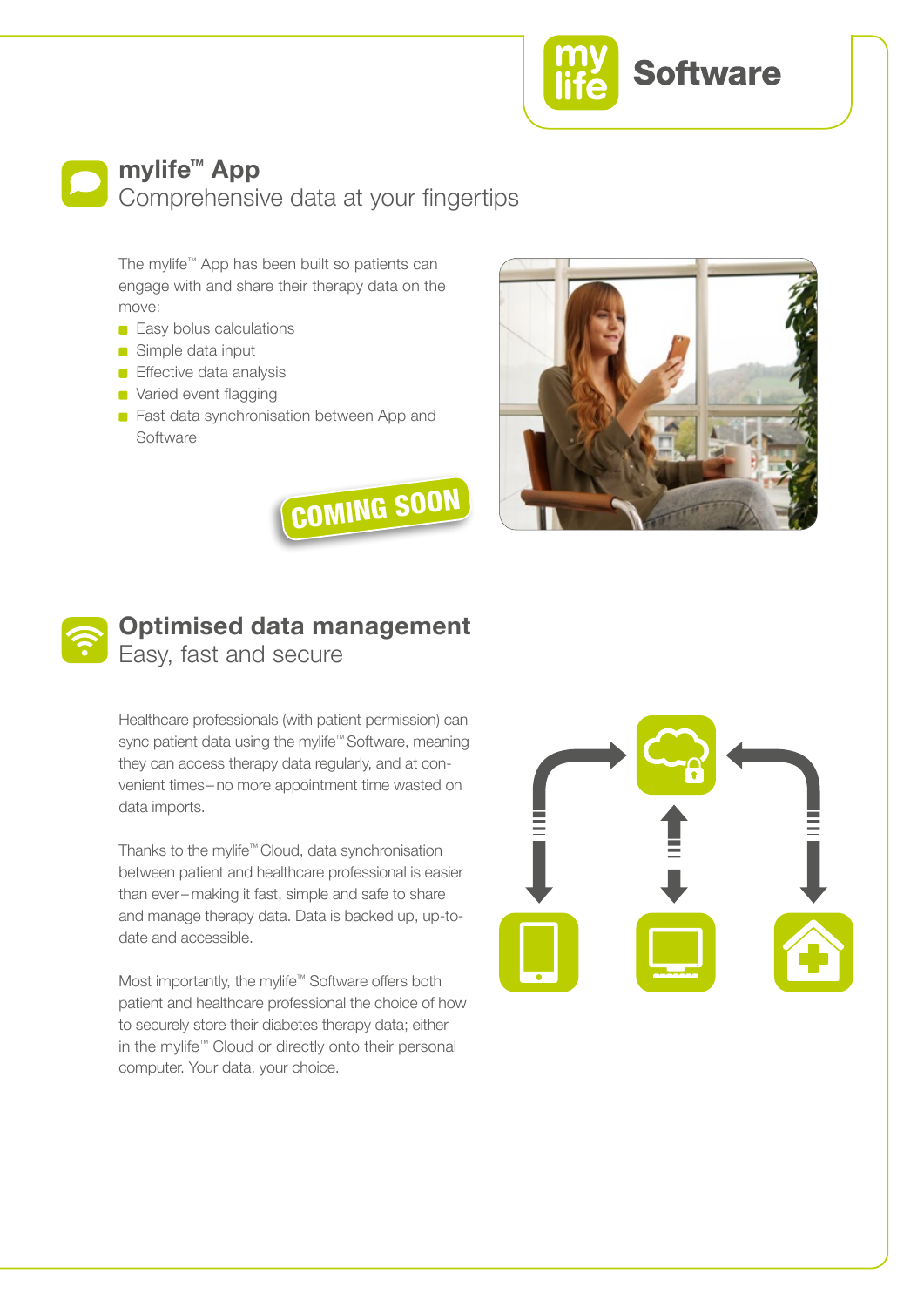# mylife™ Software

## mylife™ App
Comprehensive data at your fingertips

The mylife™ App has been built so patients can engage with and share their therapy data on the move:

- Easy bolus calculations
- Simple data input
- Effective data analysis
- Varied event flagging
- Fast data synchronisation between App and Software

COMING SOON

## Optimised data management
Easy, fast and secure

Healthcare professionals (with patient permission) can sync patient data using the mylife™ Software, meaning they can access therapy data regularly, and at convenient times – no more appointment time wasted on data imports.

Thanks to the mylife™ Cloud, data synchronisation between patient and healthcare professional is easier than ever – making it fast, simple and safe to share and manage therapy data. Data is backed up, up-to-date and accessible.

Most importantly, the mylife™ Software offers both patient and healthcare professional the choice of how to securely store their diabetes therapy data; either in the mylife™ Cloud or directly onto their personal computer. Your data, your choice.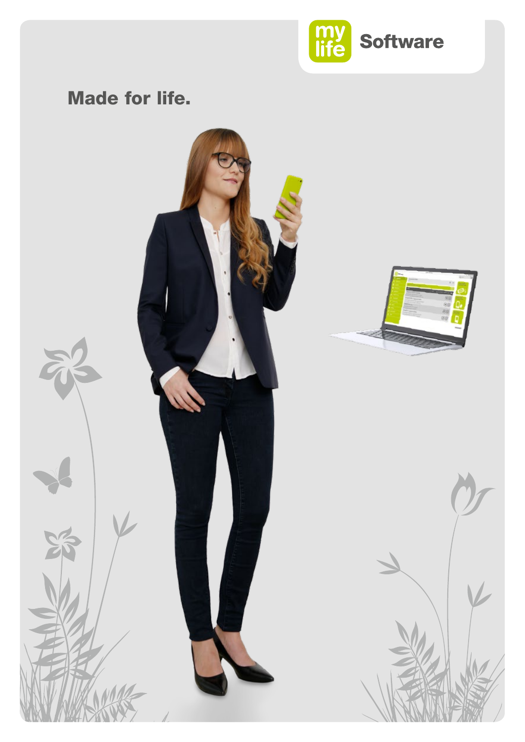mylife Software

Made for life.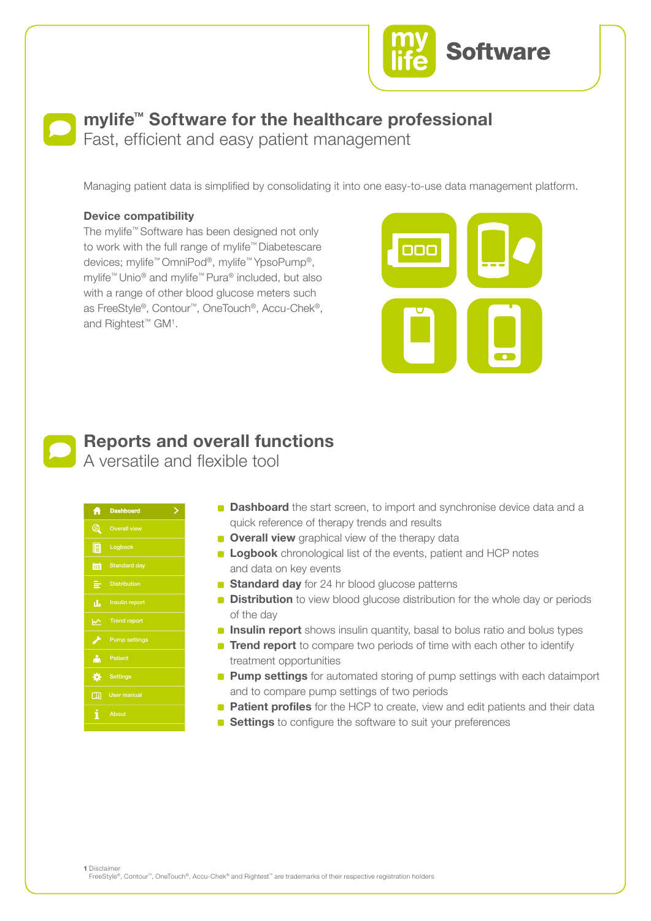# mylife™ Software for the healthcare professional

Fast, efficient and easy patient management

Managing patient data is simplified by consolidating it into one easy-to-use data management platform.

**Device compatibility**

The mylife™ Software has been designed not only to work with the full range of mylife™ Diabetescare devices; mylife™ OmniPod®, mylife™ YpsoPump®, mylife™ Unio® and mylife™ Pura® included, but also with a range of other blood glucose meters such as FreeStyle®, Contour™, OneTouch®, Accu-Chek®, and Rightest™ GM[1].

# Reports and overall functions

A versatile and flexible tool

- Dashboard
- Overall view
- Logbook
- Standard day
- Distribution
- Insulin report
- Trend report
- Pump settings
- Patient
- Settings
- User manual
- About

- **Dashboard** the start screen, to import and synchronise device data and a quick reference of therapy trends and results
- **Overall view** graphical view of the therapy data
- **Logbook** chronological list of the events, patient and HCP notes and data on key events
- **Standard day** for 24 hr blood glucose patterns
- **Distribution** to view blood glucose distribution for the whole day or periods of the day
- **Insulin report** shows insulin quantity, basal to bolus ratio and bolus types
- **Trend report** to compare two periods of time with each other to identify treatment opportunities
- **Pump settings** for automated storing of pump settings with each dataimport and to compare pump settings of two periods
- **Patient profiles** for the HCP to create, view and edit patients and their data
- **Settings** to configure the software to suit your preferences

1 Disclaimer
FreeStyle®, Contour™, OneTouch®, Accu-Chek® and Rightest™ are trademarks of their respective registration holders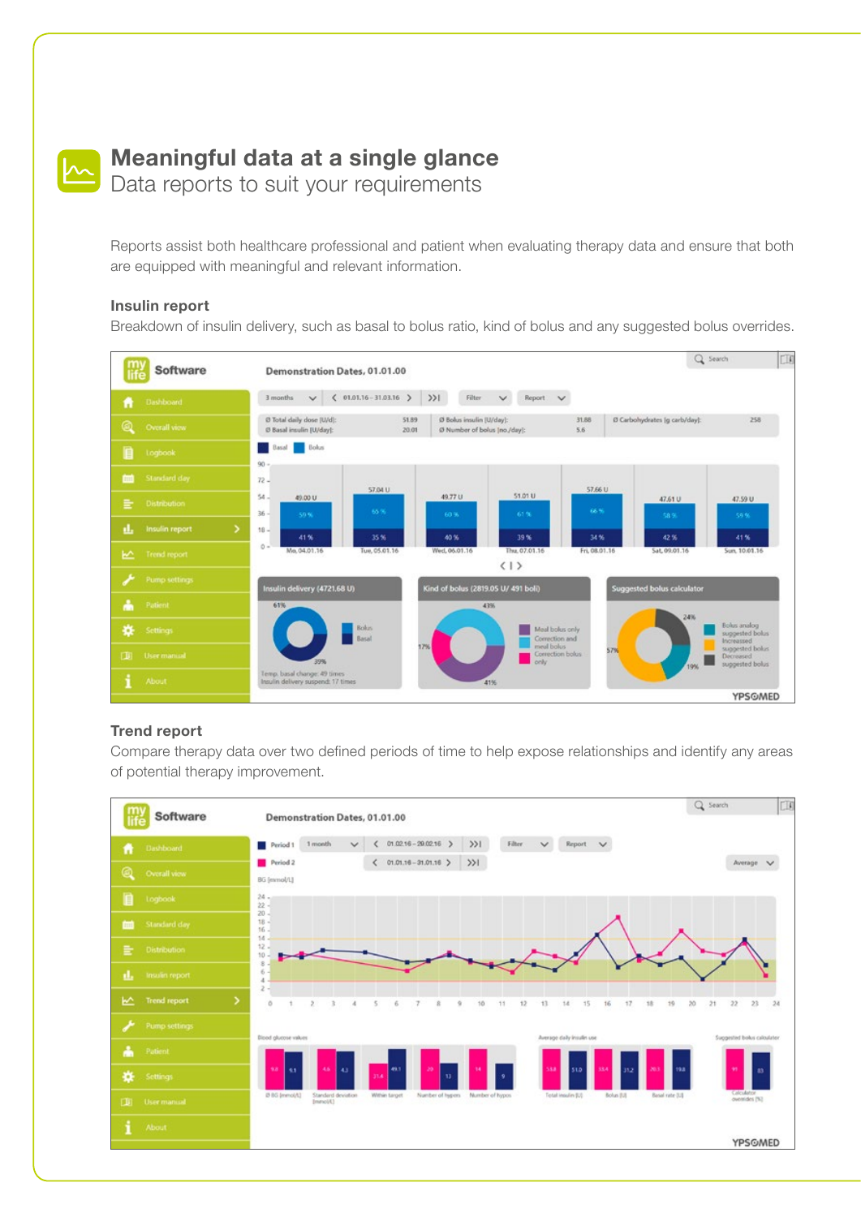# Meaningful data at a single glance

## Data reports to suit your requirements

Reports assist both healthcare professional and patient when evaluating therapy data and ensure that both are equipped with meaningful and relevant information.

### Insulin report

Breakdown of insulin delivery, such as basal to bolus ratio, kind of bolus and any suggested bolus overrides.

### Trend report

Compare therapy data over two defined periods of time to help expose relationships and identify any areas of potential therapy improvement.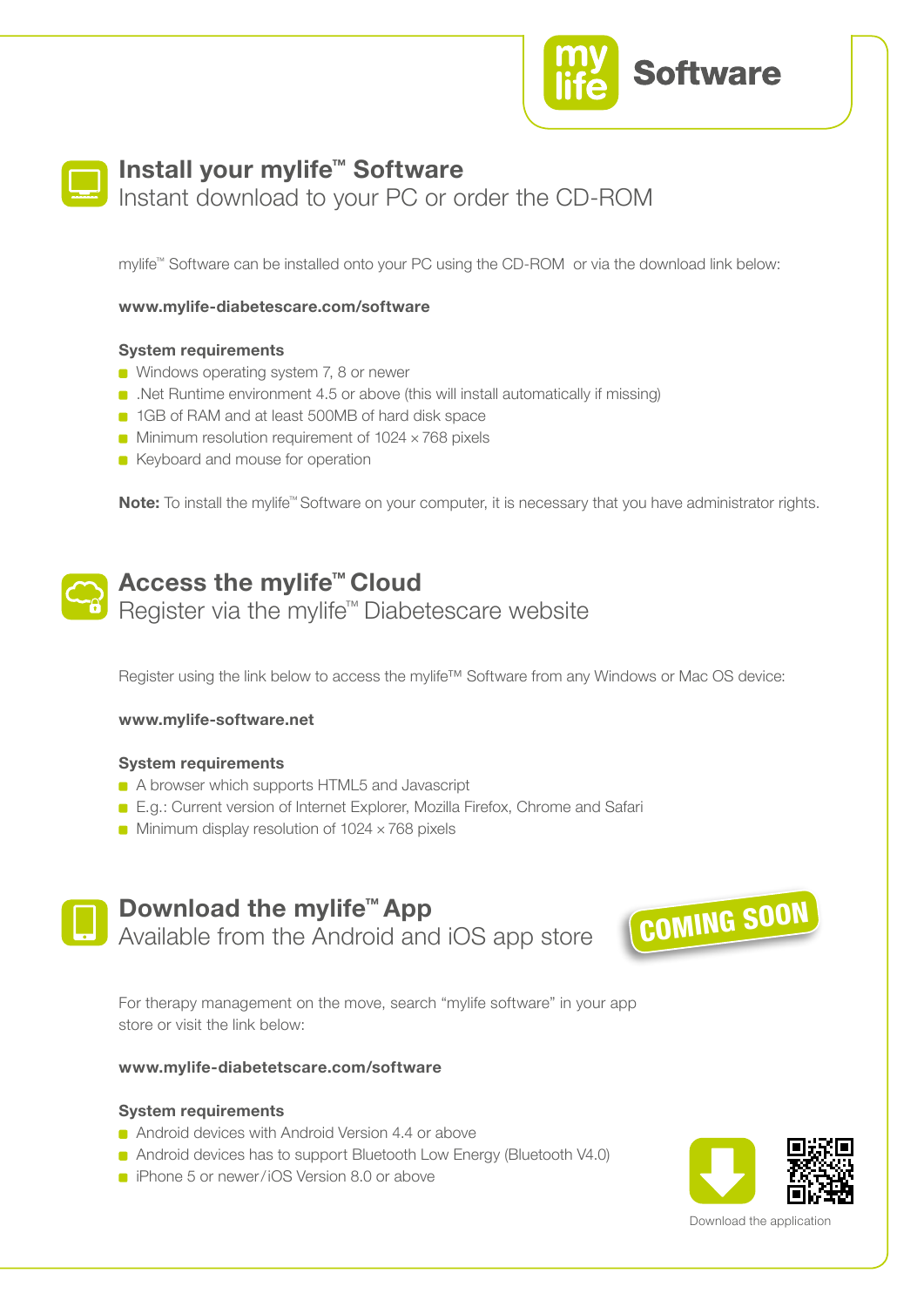# mylife Software

## Install your mylife™ Software

Instant download to your PC or order the CD-ROM

mylife™ Software can be installed onto your PC using the CD-ROM or via the download link below:

**www.mylife-diabetescare.com/software**

**System requirements**

- Windows operating system 7, 8 or newer
- .Net Runtime environment 4.5 or above (this will install automatically if missing)
- 1GB of RAM and at least 500MB of hard disk space
- Minimum resolution requirement of 1024 × 768 pixels
- Keyboard and mouse for operation

**Note:** To install the mylife™ Software on your computer, it is necessary that you have administrator rights.

## Access the mylife™ Cloud

Register via the mylife™ Diabetescare website

Register using the link below to access the mylife™ Software from any Windows or Mac OS device:

**www.mylife-software.net**

**System requirements**

- A browser which supports HTML5 and Javascript
- E.g.: Current version of Internet Explorer, Mozilla Firefox, Chrome and Safari
- Minimum display resolution of 1024 × 768 pixels

## Download the mylife™ App

Available from the Android and iOS app store

COMING SOON

For therapy management on the move, search "mylife software" in your app store or visit the link below:

**www.mylife-diabetetscare.com/software**

**System requirements**

- Android devices with Android Version 4.4 or above
- Android devices has to support Bluetooth Low Energy (Bluetooth V4.0)
- iPhone 5 or newer/iOS Version 8.0 or above

Download the application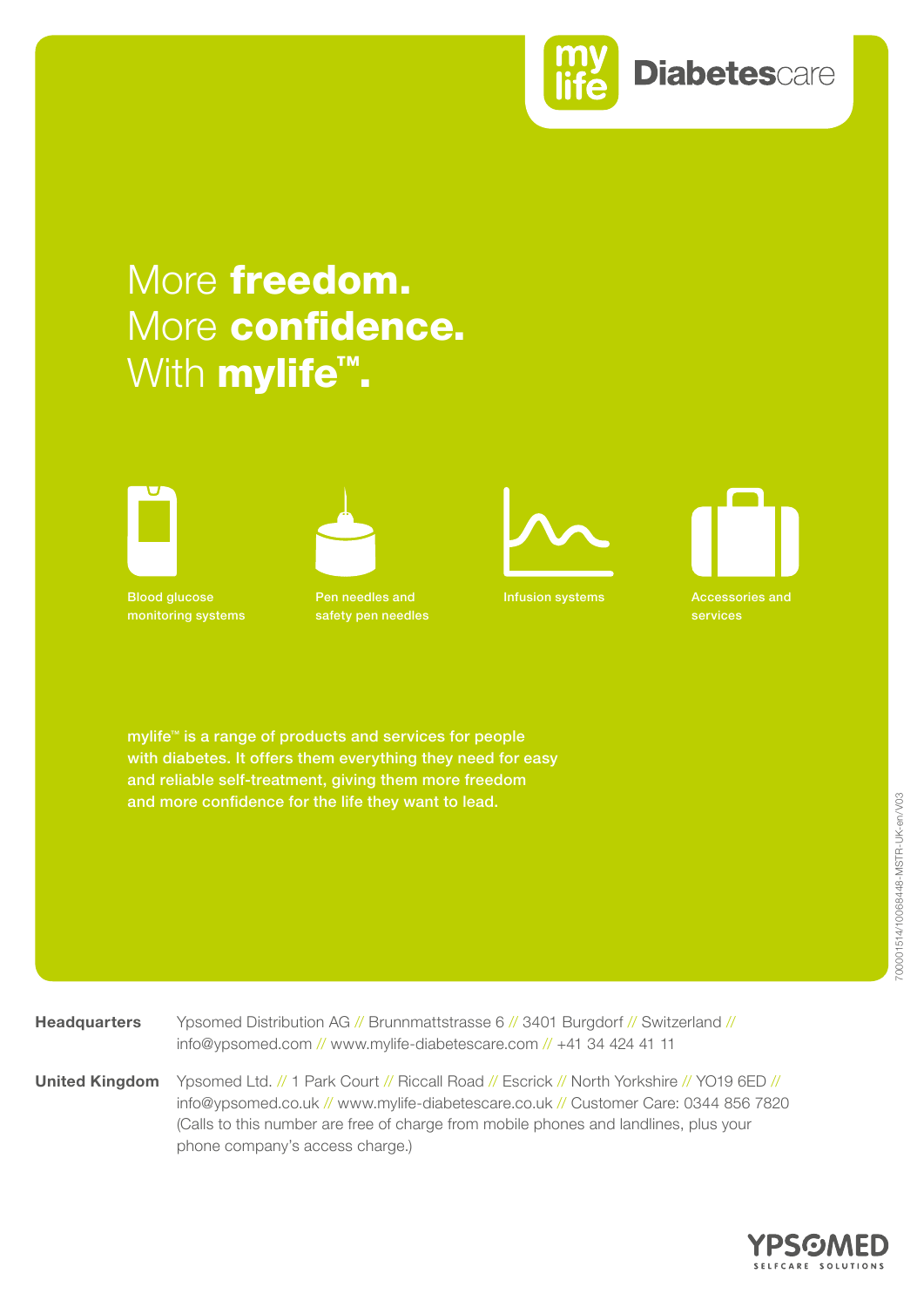**my life** **Diabetes**care

# More **freedom.** More **confidence.** With **mylife™.**

Blood glucose monitoring systems

Pen needles and safety pen needles

Infusion systems

Accessories and services

mylife™ is a range of products and services for people with diabetes. It offers them everything they need for easy and reliable self-treatment, giving them more freedom and more confidence for the life they want to lead.

70001514/10068448-MSTR-UK-en/V03

**Headquarters** Ypsomed Distribution AG // Brunnmattstrasse 6 // 3401 Burgdorf // Switzerland // info@ypsomed.com // www.mylife-diabetescare.com // +41 34 424 41 11

**United Kingdom** Ypsomed Ltd. // 1 Park Court // Riccall Road // Escrick // North Yorkshire // YO19 6ED // info@ypsomed.co.uk // www.mylife-diabetescare.co.uk // Customer Care: 0344 856 7820 (Calls to this number are free of charge from mobile phones and landlines, plus your phone company's access charge.)

YPSOMED
SELFCARE SOLUTIONS